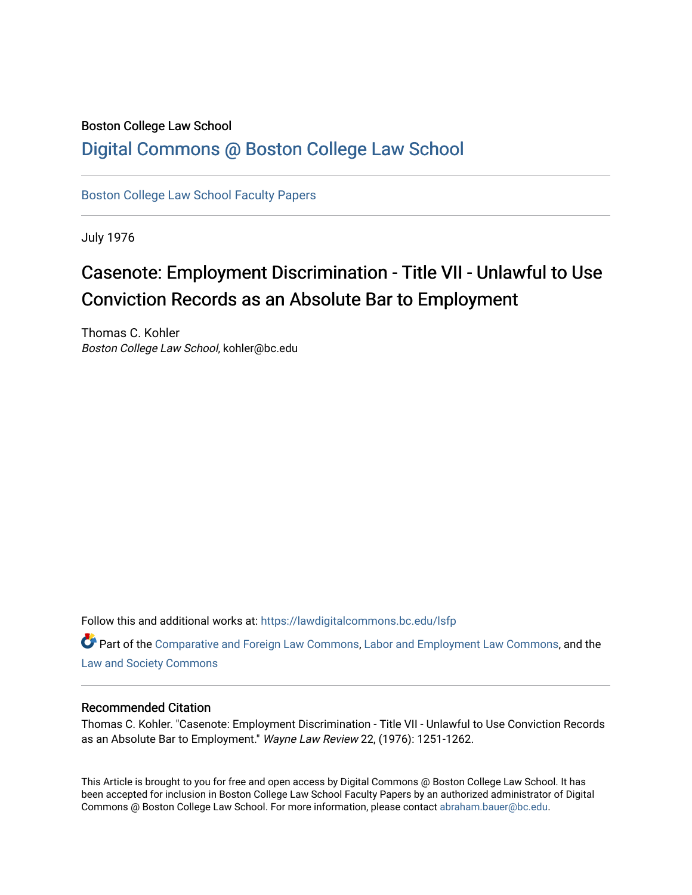Boston College Law School

# Digital Commons @ Boston College Law School

Boston College Law School Faculty Papers

July 1976

# Casenote: Employment Discrimination - Title VII - Unlawful to Use Conviction Records as an Absolute Bar to Employment

Thomas C. Kohler
*Boston College Law School*, kohler@bc.edu

Follow this and additional works at: https://lawdigitalcommons.bc.edu/lsfp

Part of the Comparative and Foreign Law Commons, Labor and Employment Law Commons, and the Law and Society Commons

## Recommended Citation

Thomas C. Kohler. "Casenote: Employment Discrimination - Title VII - Unlawful to Use Conviction Records as an Absolute Bar to Employment." *Wayne Law Review* 22, (1976): 1251-1262.

This Article is brought to you for free and open access by Digital Commons @ Boston College Law School. It has been accepted for inclusion in Boston College Law School Faculty Papers by an authorized administrator of Digital Commons @ Boston College Law School. For more information, please contact abraham.bauer@bc.edu.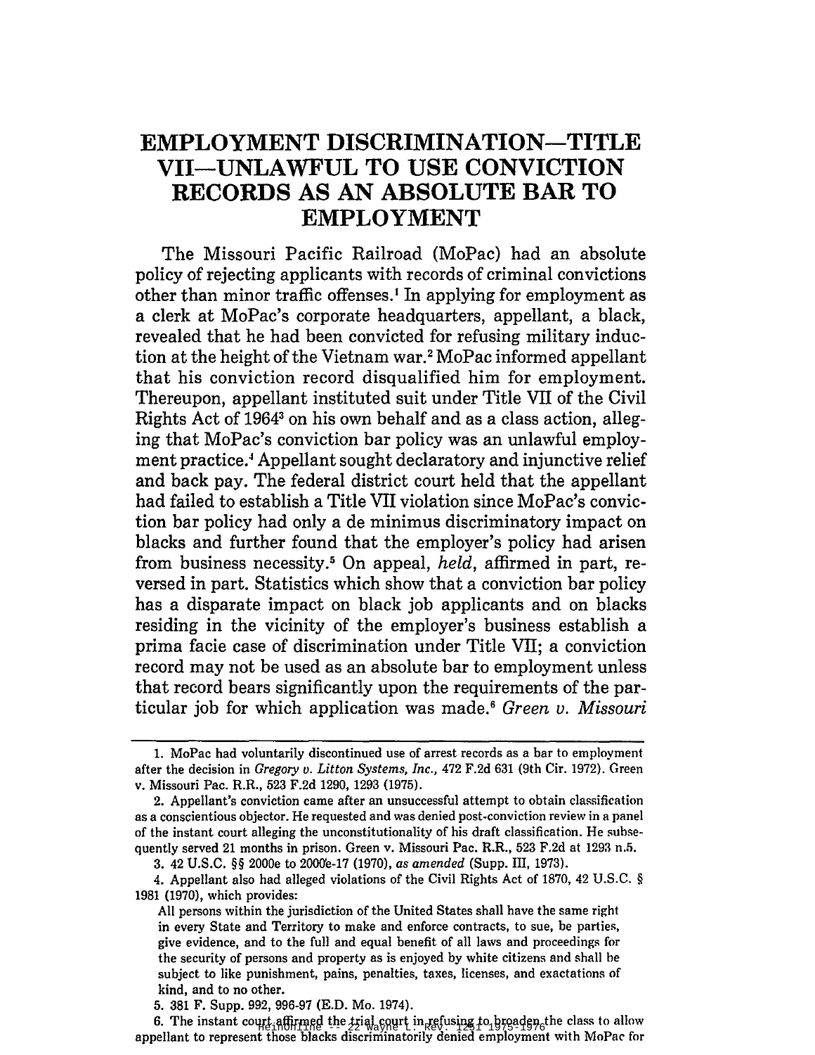# EMPLOYMENT DISCRIMINATION—TITLE VII—UNLAWFUL TO USE CONVICTION RECORDS AS AN ABSOLUTE BAR TO EMPLOYMENT

The Missouri Pacific Railroad (MoPac) had an absolute policy of rejecting applicants with records of criminal convictions other than minor traffic offenses.[1] In applying for employment as a clerk at MoPac's corporate headquarters, appellant, a black, revealed that he had been convicted for refusing military induction at the height of the Vietnam war.[2] MoPac informed appellant that his conviction record disqualified him for employment. Thereupon, appellant instituted suit under Title VII of the Civil Rights Act of 1964[3] on his own behalf and as a class action, alleging that MoPac's conviction bar policy was an unlawful employment practice.[4] Appellant sought declaratory and injunctive relief and back pay. The federal district court held that the appellant had failed to establish a Title VII violation since MoPac's conviction bar policy had only a de minimus discriminatory impact on blacks and further found that the employer's policy had arisen from business necessity.[5] On appeal, *held*, affirmed in part, reversed in part. Statistics which show that a conviction bar policy has a disparate impact on black job applicants and on blacks residing in the vicinity of the employer's business establish a prima facie case of discrimination under Title VII; a conviction record may not be used as an absolute bar to employment unless that record bears significantly upon the requirements of the particular job for which application was made.[6] *Green v. Missouri*

---

1. MoPac had voluntarily discontinued use of arrest records as a bar to employment after the decision in *Gregory v. Litton Systems, Inc.*, 472 F.2d 631 (9th Cir. 1972). Green v. Missouri Pac. R.R., 523 F.2d 1290, 1293 (1975).

2. Appellant's conviction came after an unsuccessful attempt to obtain classification as a conscientious objector. He requested and was denied post-conviction review in a panel of the instant court alleging the unconstitutionality of his draft classification. He subsequently served 21 months in prison. Green v. Missouri Pac. R.R., 523 F.2d at 1293 n.5.

3. 42 U.S.C. §§ 2000e to 2000e-17 (1970), *as amended* (Supp. III, 1973).

4. Appellant also had alleged violations of the Civil Rights Act of 1870, 42 U.S.C. § 1981 (1970), which provides:

> All persons within the jurisdiction of the United States shall have the same right in every State and Territory to make and enforce contracts, to sue, be parties, give evidence, and to the full and equal benefit of all laws and proceedings for the security of persons and property as is enjoyed by white citizens and shall be subject to like punishment, pains, penalties, taxes, licenses, and exactations of kind, and to no other.

5. 381 F. Supp. 992, 996-97 (E.D. Mo. 1974).

6. The instant court affirmed the trial court in refusing to broaden the class to allow appellant to represent those blacks discriminatorily denied employment with MoPac for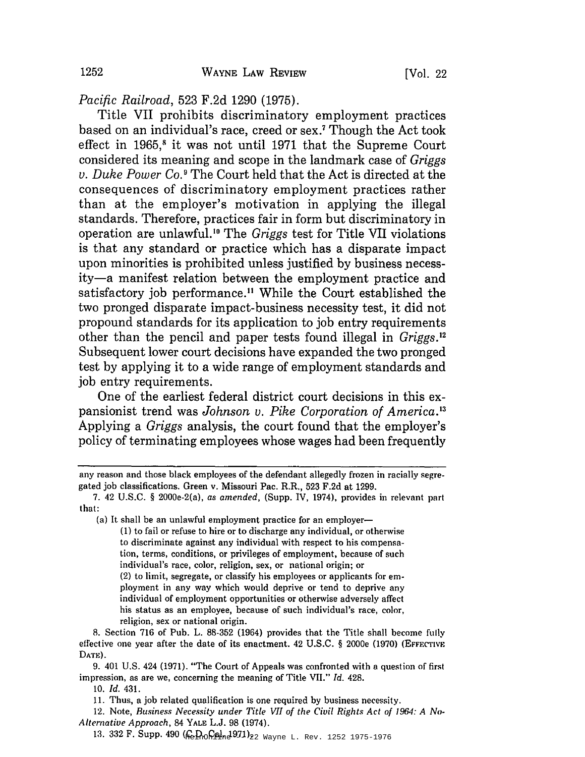*Pacific Railroad*, 523 F.2d 1290 (1975).

Title VII prohibits discriminatory employment practices based on an individual's race, creed or sex.[7] Though the Act took effect in 1965,[8] it was not until 1971 that the Supreme Court considered its meaning and scope in the landmark case of *Griggs v. Duke Power Co.*[9] The Court held that the Act is directed at the consequences of discriminatory employment practices rather than at the employer's motivation in applying the illegal standards. Therefore, practices fair in form but discriminatory in operation are unlawful.[10] The *Griggs* test for Title VII violations is that any standard or practice which has a disparate impact upon minorities is prohibited unless justified by business necessity—a manifest relation between the employment practice and satisfactory job performance.[11] While the Court established the two pronged disparate impact-business necessity test, it did not propound standards for its application to job entry requirements other than the pencil and paper tests found illegal in *Griggs*.[12] Subsequent lower court decisions have expanded the two pronged test by applying it to a wide range of employment standards and job entry requirements.

One of the earliest federal district court decisions in this expansionist trend was *Johnson v. Pike Corporation of America*.[13] Applying a *Griggs* analysis, the court found that the employer's policy of terminating employees whose wages had been frequently

---

any reason and those black employees of the defendant allegedly frozen in racially segregated job classifications. Green v. Missouri Pac. R.R., 523 F.2d at 1299.

7. 42 U.S.C. § 2000e-2(a), *as amended*, (Supp. IV, 1974), provides in relevant part that:

> (a) It shall be an unlawful employment practice for an employer—
>
> (1) to fail or refuse to hire or to discharge any individual, or otherwise to discriminate against any individual with respect to his compensation, terms, conditions, or privileges of employment, because of such individual's race, color, religion, sex, or national origin; or
>
> (2) to limit, segregate, or classify his employees or applicants for employment in any way which would deprive or tend to deprive any individual of employment opportunities or otherwise adversely affect his status as an employee, because of such individual's race, color, religion, sex or national origin.

8. Section 716 of Pub. L. 88-352 (1964) provides that the Title shall become fully effective one year after the date of its enactment. 42 U.S.C. § 2000e (1970) (EFFECTIVE DATE).

9. 401 U.S. 424 (1971). "The Court of Appeals was confronted with a question of first impression, as are we, concerning the meaning of Title VII." *Id.* 428.

10. *Id.* 431.

11. Thus, a job related qualification is one required by business necessity.

12. Note, *Business Necessity under Title VII of the Civil Rights Act of 1964: A No-Alternative Approach*, 84 YALE L.J. 98 (1974).

13. 332 F. Supp. 490 (C.D. Cal. 1971).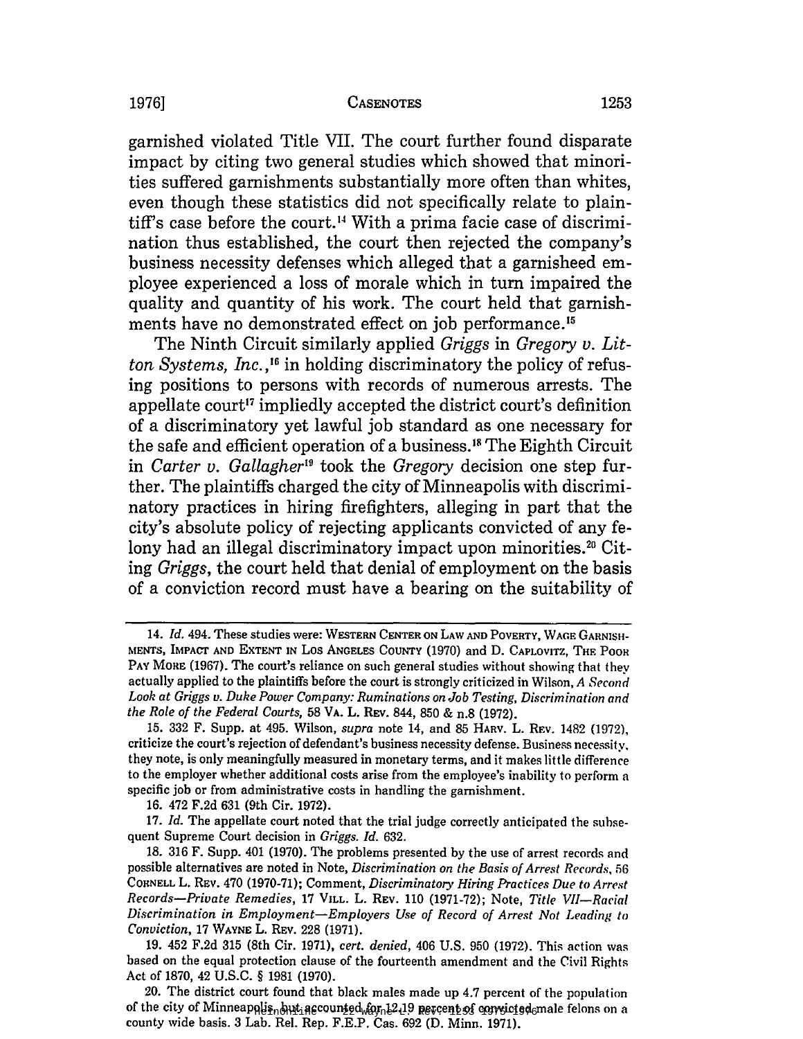garnished violated Title VII. The court further found disparate impact by citing two general studies which showed that minorities suffered garnishments substantially more often than whites, even though these statistics did not specifically relate to plaintiff's case before the court.[14] With a prima facie case of discrimination thus established, the court then rejected the company's business necessity defenses which alleged that a garnisheed employee experienced a loss of morale which in turn impaired the quality and quantity of his work. The court held that garnishments have no demonstrated effect on job performance.[15]

The Ninth Circuit similarly applied *Griggs* in *Gregory v. Litton Systems, Inc.*,[16] in holding discriminatory the policy of refusing positions to persons with records of numerous arrests. The appellate court[17] impliedly accepted the district court's definition of a discriminatory yet lawful job standard as one necessary for the safe and efficient operation of a business.[18] The Eighth Circuit in *Carter v. Gallagher*[19] took the *Gregory* decision one step further. The plaintiffs charged the city of Minneapolis with discriminatory practices in hiring firefighters, alleging in part that the city's absolute policy of rejecting applicants convicted of any felony had an illegal discriminatory impact upon minorities.[20] Citing *Griggs*, the court held that denial of employment on the basis of a conviction record must have a bearing on the suitability of

---

14. *Id.* 494. These studies were: WESTERN CENTER ON LAW AND POVERTY, WAGE GARNISHMENTS, IMPACT AND EXTENT IN LOS ANGELES COUNTY (1970) and D. CAPLOVITZ, THE POOR PAY MORE (1967). The court's reliance on such general studies without showing that they actually applied to the plaintiffs before the court is strongly criticized in Wilson, *A Second Look at Griggs v. Duke Power Company: Ruminations on Job Testing, Discrimination and the Role of the Federal Courts*, 58 VA. L. REV. 844, 850 & n.8 (1972).

15. 332 F. Supp. at 495. Wilson, *supra* note 14, and 85 HARV. L. REV. 1482 (1972), criticize the court's rejection of defendant's business necessity defense. Business necessity, they note, is only meaningfully measured in monetary terms, and it makes little difference to the employer whether additional costs arise from the employee's inability to perform a specific job or from administrative costs in handling the garnishment.

16. 472 F.2d 631 (9th Cir. 1972).

17. *Id.* The appellate court noted that the trial judge correctly anticipated the subsequent Supreme Court decision in *Griggs*. *Id.* 632.

18. 316 F. Supp. 401 (1970). The problems presented by the use of arrest records and possible alternatives are noted in Note, *Discrimination on the Basis of Arrest Records*, 56 CORNELL L. REV. 470 (1970-71); Comment, *Discriminatory Hiring Practices Due to Arrest Records—Private Remedies*, 17 VILL. L. REV. 110 (1971-72); Note, *Title VII—Racial Discrimination in Employment—Employers Use of Record of Arrest Not Leading to Conviction*, 17 WAYNE L. REV. 228 (1971).

19. 452 F.2d 315 (8th Cir. 1971), *cert. denied*, 406 U.S. 950 (1972). This action was based on the equal protection clause of the fourteenth amendment and the Civil Rights Act of 1870, 42 U.S.C. § 1981 (1970).

20. The district court found that black males made up 4.7 percent of the population of the city of Minneapolis, but accounted for 12.19 percent of convicted male felons on a county wide basis. 3 Lab. Rel. Rep. F.E.P. Cas. 692 (D. Minn. 1971).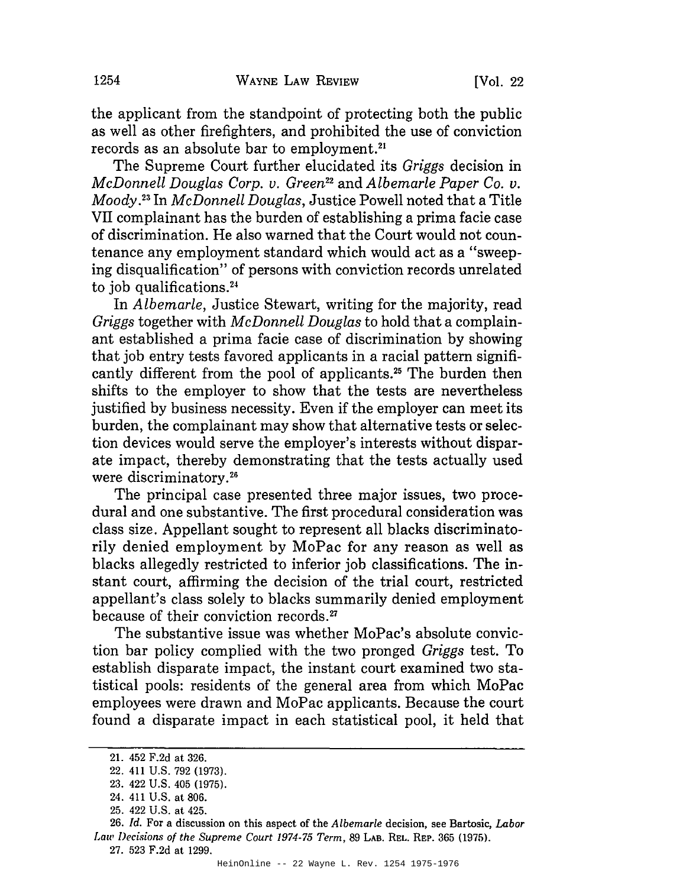the applicant from the standpoint of protecting both the public as well as other firefighters, and prohibited the use of conviction records as an absolute bar to employment.[21]

The Supreme Court further elucidated its *Griggs* decision in *McDonnell Douglas Corp. v. Green*[22] and *Albemarle Paper Co. v. Moody*.[23] In *McDonnell Douglas*, Justice Powell noted that a Title VII complainant has the burden of establishing a prima facie case of discrimination. He also warned that the Court would not countenance any employment standard which would act as a "sweeping disqualification" of persons with conviction records unrelated to job qualifications.[24]

In *Albemarle*, Justice Stewart, writing for the majority, read *Griggs* together with *McDonnell Douglas* to hold that a complainant established a prima facie case of discrimination by showing that job entry tests favored applicants in a racial pattern significantly different from the pool of applicants.[25] The burden then shifts to the employer to show that the tests are nevertheless justified by business necessity. Even if the employer can meet its burden, the complainant may show that alternative tests or selection devices would serve the employer's interests without disparate impact, thereby demonstrating that the tests actually used were discriminatory.[26]

The principal case presented three major issues, two procedural and one substantive. The first procedural consideration was class size. Appellant sought to represent all blacks discriminatorily denied employment by MoPac for any reason as well as blacks allegedly restricted to inferior job classifications. The instant court, affirming the decision of the trial court, restricted appellant's class solely to blacks summarily denied employment because of their conviction records.[27]

The substantive issue was whether MoPac's absolute conviction bar policy complied with the two pronged *Griggs* test. To establish disparate impact, the instant court examined two statistical pools: residents of the general area from which MoPac employees were drawn and MoPac applicants. Because the court found a disparate impact in each statistical pool, it held that

---

21. 452 F.2d at 326.
22. 411 U.S. 792 (1973).
23. 422 U.S. 405 (1975).
24. 411 U.S. at 806.
25. 422 U.S. at 425.
26. *Id.* For a discussion on this aspect of the *Albemarle* decision, see Bartosic, *Labor Law Decisions of the Supreme Court 1974-75 Term*, 89 LAB. REL. REP. 365 (1975).
27. 523 F.2d at 1299.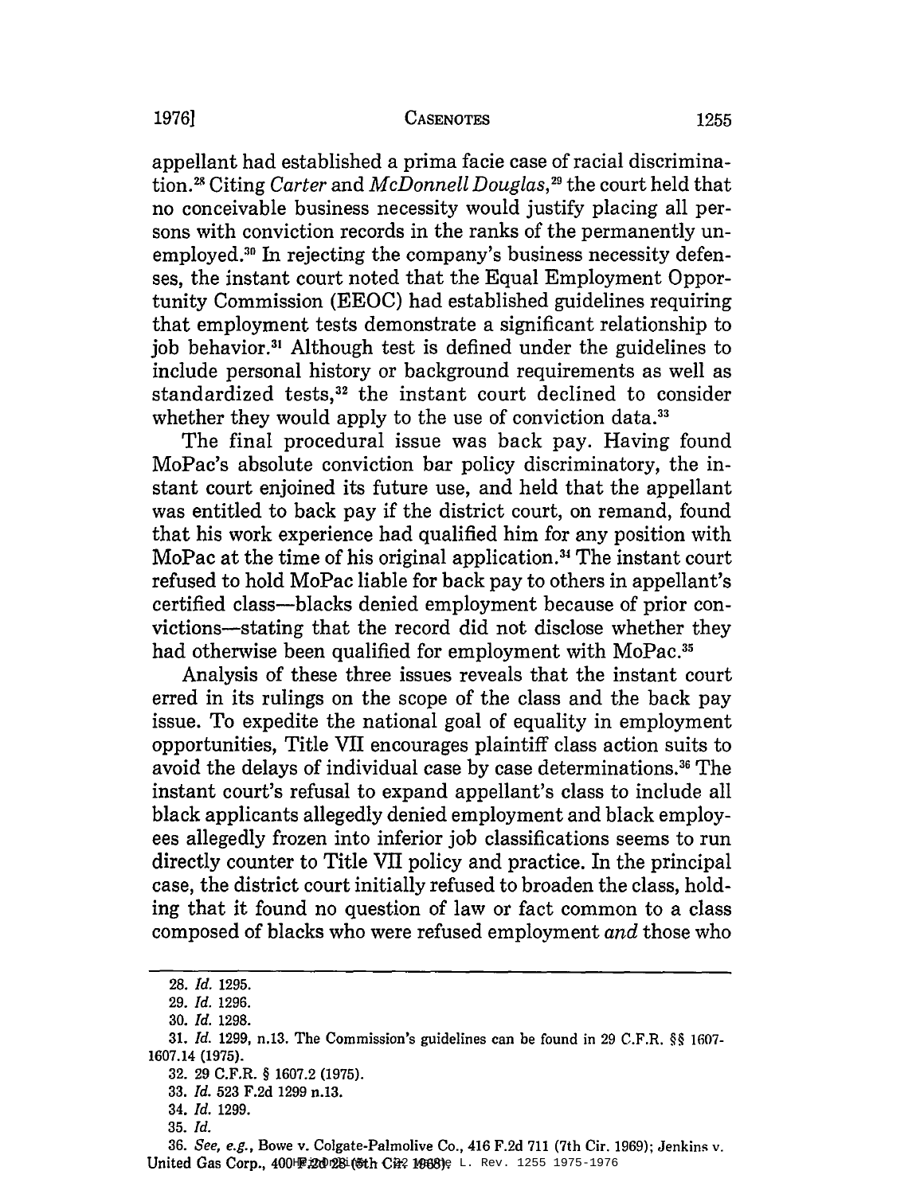appellant had established a prima facie case of racial discrimination.[28] Citing *Carter* and *McDonnell Douglas*,[29] the court held that no conceivable business necessity would justify placing all persons with conviction records in the ranks of the permanently unemployed.[30] In rejecting the company's business necessity defenses, the instant court noted that the Equal Employment Opportunity Commission (EEOC) had established guidelines requiring that employment tests demonstrate a significant relationship to job behavior.[31] Although test is defined under the guidelines to include personal history or background requirements as well as standardized tests,[32] the instant court declined to consider whether they would apply to the use of conviction data.[33]

The final procedural issue was back pay. Having found MoPac's absolute conviction bar policy discriminatory, the instant court enjoined its future use, and held that the appellant was entitled to back pay if the district court, on remand, found that his work experience had qualified him for any position with MoPac at the time of his original application.[34] The instant court refused to hold MoPac liable for back pay to others in appellant's certified class—blacks denied employment because of prior convictions—stating that the record did not disclose whether they had otherwise been qualified for employment with MoPac.[35]

Analysis of these three issues reveals that the instant court erred in its rulings on the scope of the class and the back pay issue. To expedite the national goal of equality in employment opportunities, Title VII encourages plaintiff class action suits to avoid the delays of individual case by case determinations.[36] The instant court's refusal to expand appellant's class to include all black applicants allegedly denied employment and black employees allegedly frozen into inferior job classifications seems to run directly counter to Title VII policy and practice. In the principal case, the district court initially refused to broaden the class, holding that it found no question of law or fact common to a class composed of blacks who were refused employment *and* those who

---

28. *Id.* 1295.

29. *Id.* 1296.

30. *Id.* 1298.

31. *Id.* 1299, n.13. The Commission's guidelines can be found in 29 C.F.R. §§ 1607-1607.14 (1975).

32. 29 C.F.R. § 1607.2 (1975).

33. *Id.* 523 F.2d 1299 n.13.

34. *Id.* 1299.

35. *Id.*

36. *See, e.g.*, Bowe v. Colgate-Palmolive Co., 416 F.2d 711 (7th Cir. 1969); Jenkins v. United Gas Corp., 400 F.2d 28 (5th Cir. 1968).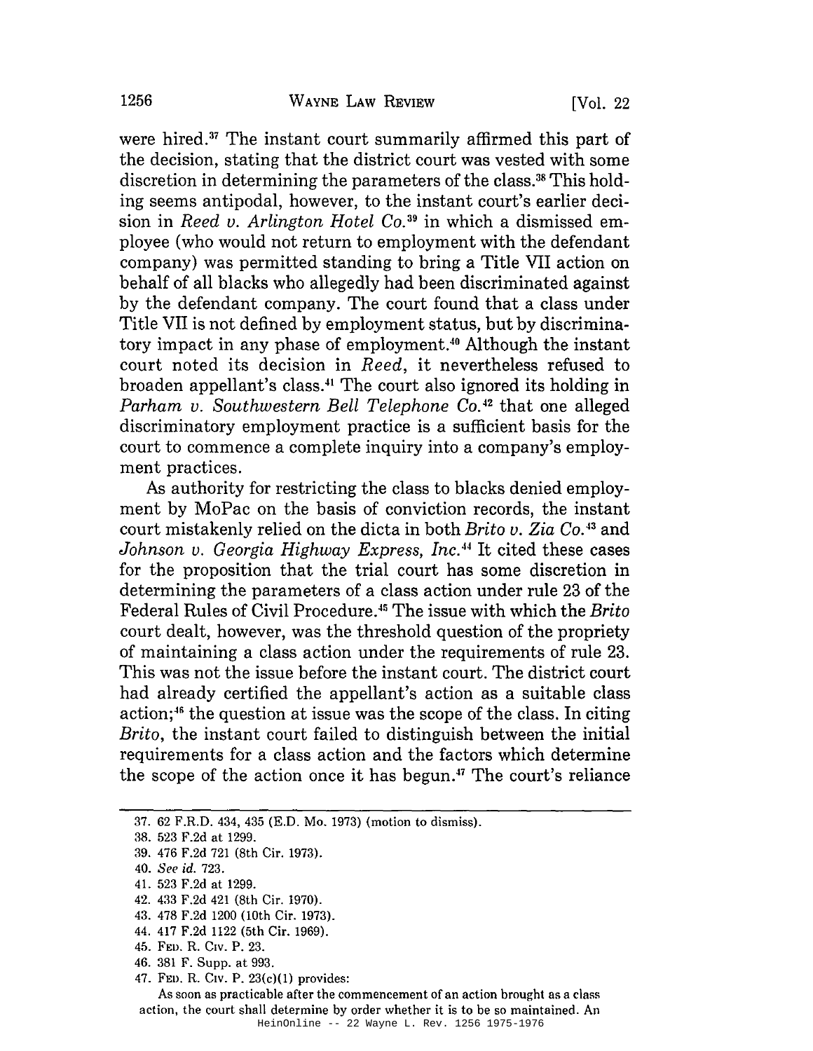were hired.[37] The instant court summarily affirmed this part of the decision, stating that the district court was vested with some discretion in determining the parameters of the class.[38] This holding seems antipodal, however, to the instant court's earlier decision in *Reed v. Arlington Hotel Co.*[39] in which a dismissed employee (who would not return to employment with the defendant company) was permitted standing to bring a Title VII action on behalf of all blacks who allegedly had been discriminated against by the defendant company. The court found that a class under Title VII is not defined by employment status, but by discriminatory impact in any phase of employment.[40] Although the instant court noted its decision in *Reed*, it nevertheless refused to broaden appellant's class.[41] The court also ignored its holding in *Parham v. Southwestern Bell Telephone Co.*[42] that one alleged discriminatory employment practice is a sufficient basis for the court to commence a complete inquiry into a company's employment practices.

As authority for restricting the class to blacks denied employment by MoPac on the basis of conviction records, the instant court mistakenly relied on the dicta in both *Brito v. Zia Co.*[43] and *Johnson v. Georgia Highway Express, Inc.*[44] It cited these cases for the proposition that the trial court has some discretion in determining the parameters of a class action under rule 23 of the Federal Rules of Civil Procedure.[45] The issue with which the *Brito* court dealt, however, was the threshold question of the propriety of maintaining a class action under the requirements of rule 23. This was not the issue before the instant court. The district court had already certified the appellant's action as a suitable class action;[46] the question at issue was the scope of the class. In citing *Brito*, the instant court failed to distinguish between the initial requirements for a class action and the factors which determine the scope of the action once it has begun.[47] The court's reliance

---

37. 62 F.R.D. 434, 435 (E.D. Mo. 1973) (motion to dismiss).
38. 523 F.2d at 1299.
39. 476 F.2d 721 (8th Cir. 1973).
40. *See id.* 723.
41. 523 F.2d at 1299.
42. 433 F.2d 421 (8th Cir. 1970).
43. 478 F.2d 1200 (10th Cir. 1973).
44. 417 F.2d 1122 (5th Cir. 1969).
45. FED. R. CIV. P. 23.
46. 381 F. Supp. at 993.
47. FED. R. CIV. P. 23(c)(1) provides:

As soon as practicable after the commencement of an action brought as a class action, the court shall determine by order whether it is to be so maintained. An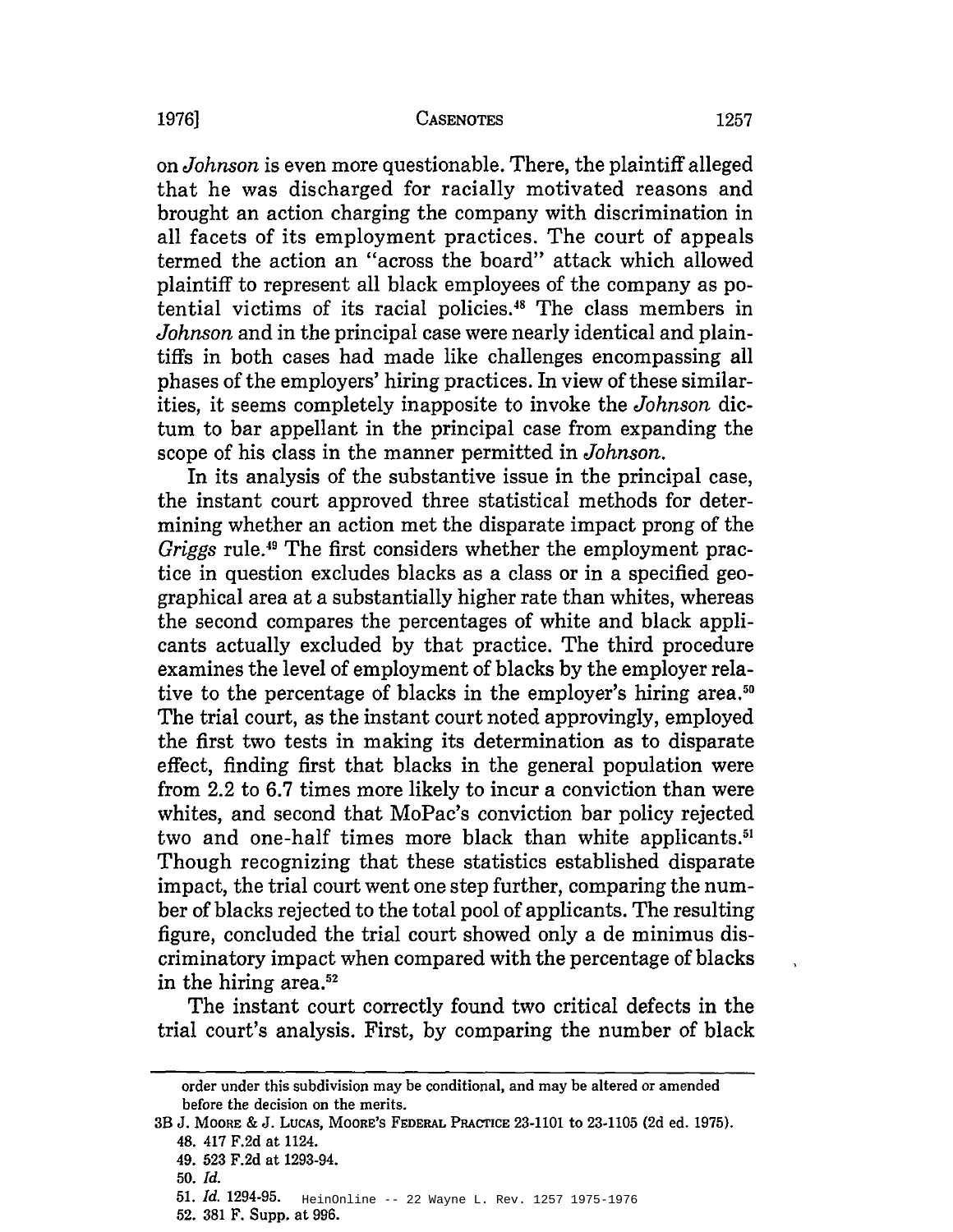on *Johnson* is even more questionable. There, the plaintiff alleged that he was discharged for racially motivated reasons and brought an action charging the company with discrimination in all facets of its employment practices. The court of appeals termed the action an "across the board" attack which allowed plaintiff to represent all black employees of the company as potential victims of its racial policies.[48] The class members in *Johnson* and in the principal case were nearly identical and plaintiffs in both cases had made like challenges encompassing all phases of the employers' hiring practices. In view of these similarities, it seems completely inapposite to invoke the *Johnson* dictum to bar appellant in the principal case from expanding the scope of his class in the manner permitted in *Johnson*.

In its analysis of the substantive issue in the principal case, the instant court approved three statistical methods for determining whether an action met the disparate impact prong of the *Griggs* rule.[49] The first considers whether the employment practice in question excludes blacks as a class or in a specified geographical area at a substantially higher rate than whites, whereas the second compares the percentages of white and black applicants actually excluded by that practice. The third procedure examines the level of employment of blacks by the employer relative to the percentage of blacks in the employer's hiring area.[50] The trial court, as the instant court noted approvingly, employed the first two tests in making its determination as to disparate effect, finding first that blacks in the general population were from 2.2 to 6.7 times more likely to incur a conviction than were whites, and second that MoPac's conviction bar policy rejected two and one-half times more black than white applicants.[51] Though recognizing that these statistics established disparate impact, the trial court went one step further, comparing the number of blacks rejected to the total pool of applicants. The resulting figure, concluded the trial court showed only a de minimus discriminatory impact when compared with the percentage of blacks in the hiring area.[52]

The instant court correctly found two critical defects in the trial court's analysis. First, by comparing the number of black

---

order under this subdivision may be conditional, and may be altered or amended before the decision on the merits.

3B J. Moore & J. Lucas, Moore's Federal Practice 23-1101 to 23-1105 (2d ed. 1975).

48. 417 F.2d at 1124.

49. 523 F.2d at 1293-94.

50. *Id.*

51. *Id.* 1294-95.

52. 381 F. Supp. at 996.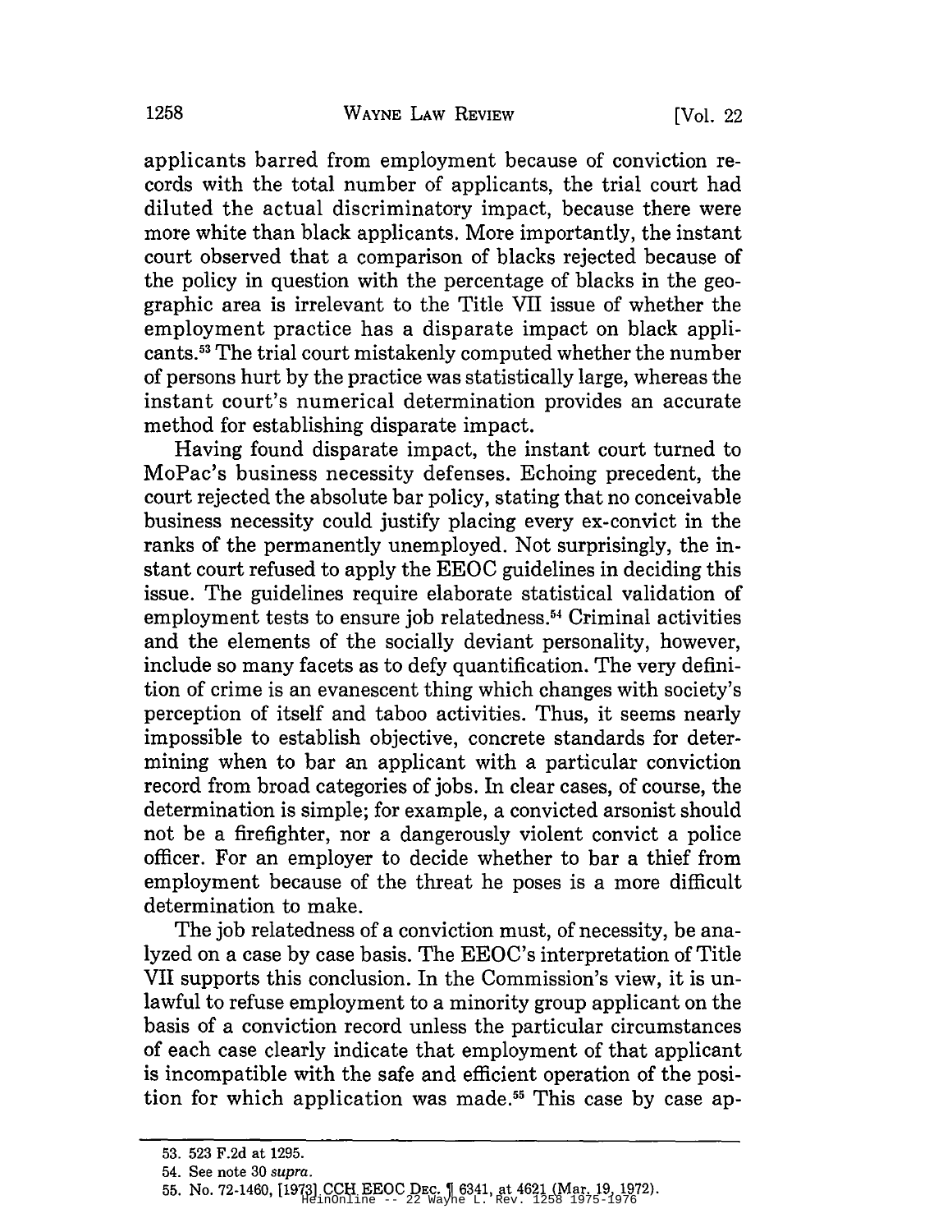applicants barred from employment because of conviction records with the total number of applicants, the trial court had diluted the actual discriminatory impact, because there were more white than black applicants. More importantly, the instant court observed that a comparison of blacks rejected because of the policy in question with the percentage of blacks in the geographic area is irrelevant to the Title VII issue of whether the employment practice has a disparate impact on black applicants.[53] The trial court mistakenly computed whether the number of persons hurt by the practice was statistically large, whereas the instant court's numerical determination provides an accurate method for establishing disparate impact.

Having found disparate impact, the instant court turned to MoPac's business necessity defenses. Echoing precedent, the court rejected the absolute bar policy, stating that no conceivable business necessity could justify placing every ex-convict in the ranks of the permanently unemployed. Not surprisingly, the instant court refused to apply the EEOC guidelines in deciding this issue. The guidelines require elaborate statistical validation of employment tests to ensure job relatedness.[54] Criminal activities and the elements of the socially deviant personality, however, include so many facets as to defy quantification. The very definition of crime is an evanescent thing which changes with society's perception of itself and taboo activities. Thus, it seems nearly impossible to establish objective, concrete standards for determining when to bar an applicant with a particular conviction record from broad categories of jobs. In clear cases, of course, the determination is simple; for example, a convicted arsonist should not be a firefighter, nor a dangerously violent convict a police officer. For an employer to decide whether to bar a thief from employment because of the threat he poses is a more difficult determination to make.

The job relatedness of a conviction must, of necessity, be analyzed on a case by case basis. The EEOC's interpretation of Title VII supports this conclusion. In the Commission's view, it is unlawful to refuse employment to a minority group applicant on the basis of a conviction record unless the particular circumstances of each case clearly indicate that employment of that applicant is incompatible with the safe and efficient operation of the position for which application was made.[55] This case by case ap-

---

53. 523 F.2d at 1295.

54. See note 30 *supra*.

55. No. 72-1460, [1973] CCH EEOC DEC. ¶ 6341, at 4621 (Mar. 19, 1972).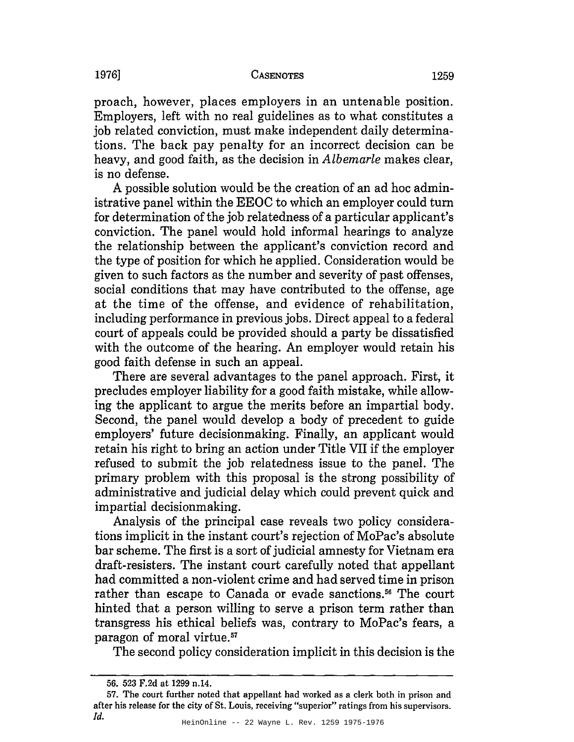proach, however, places employers in an untenable position. Employers, left with no real guidelines as to what constitutes a job related conviction, must make independent daily determinations. The back pay penalty for an incorrect decision can be heavy, and good faith, as the decision in *Albemarle* makes clear, is no defense.

A possible solution would be the creation of an ad hoc administrative panel within the EEOC to which an employer could turn for determination of the job relatedness of a particular applicant's conviction. The panel would hold informal hearings to analyze the relationship between the applicant's conviction record and the type of position for which he applied. Consideration would be given to such factors as the number and severity of past offenses, social conditions that may have contributed to the offense, age at the time of the offense, and evidence of rehabilitation, including performance in previous jobs. Direct appeal to a federal court of appeals could be provided should a party be dissatisfied with the outcome of the hearing. An employer would retain his good faith defense in such an appeal.

There are several advantages to the panel approach. First, it precludes employer liability for a good faith mistake, while allowing the applicant to argue the merits before an impartial body. Second, the panel would develop a body of precedent to guide employers' future decisionmaking. Finally, an applicant would retain his right to bring an action under Title VII if the employer refused to submit the job relatedness issue to the panel. The primary problem with this proposal is the strong possibility of administrative and judicial delay which could prevent quick and impartial decisionmaking.

Analysis of the principal case reveals two policy considerations implicit in the instant court's rejection of MoPac's absolute bar scheme. The first is a sort of judicial amnesty for Vietnam era draft-resisters. The instant court carefully noted that appellant had committed a non-violent crime and had served time in prison rather than escape to Canada or evade sanctions.[56] The court hinted that a person willing to serve a prison term rather than transgress his ethical beliefs was, contrary to MoPac's fears, a paragon of moral virtue.[57]

The second policy consideration implicit in this decision is the

---

56. 523 F.2d at 1299 n.14.

57. The court further noted that appellant had worked as a clerk both in prison and after his release for the city of St. Louis, receiving "superior" ratings from his supervisors. *Id.*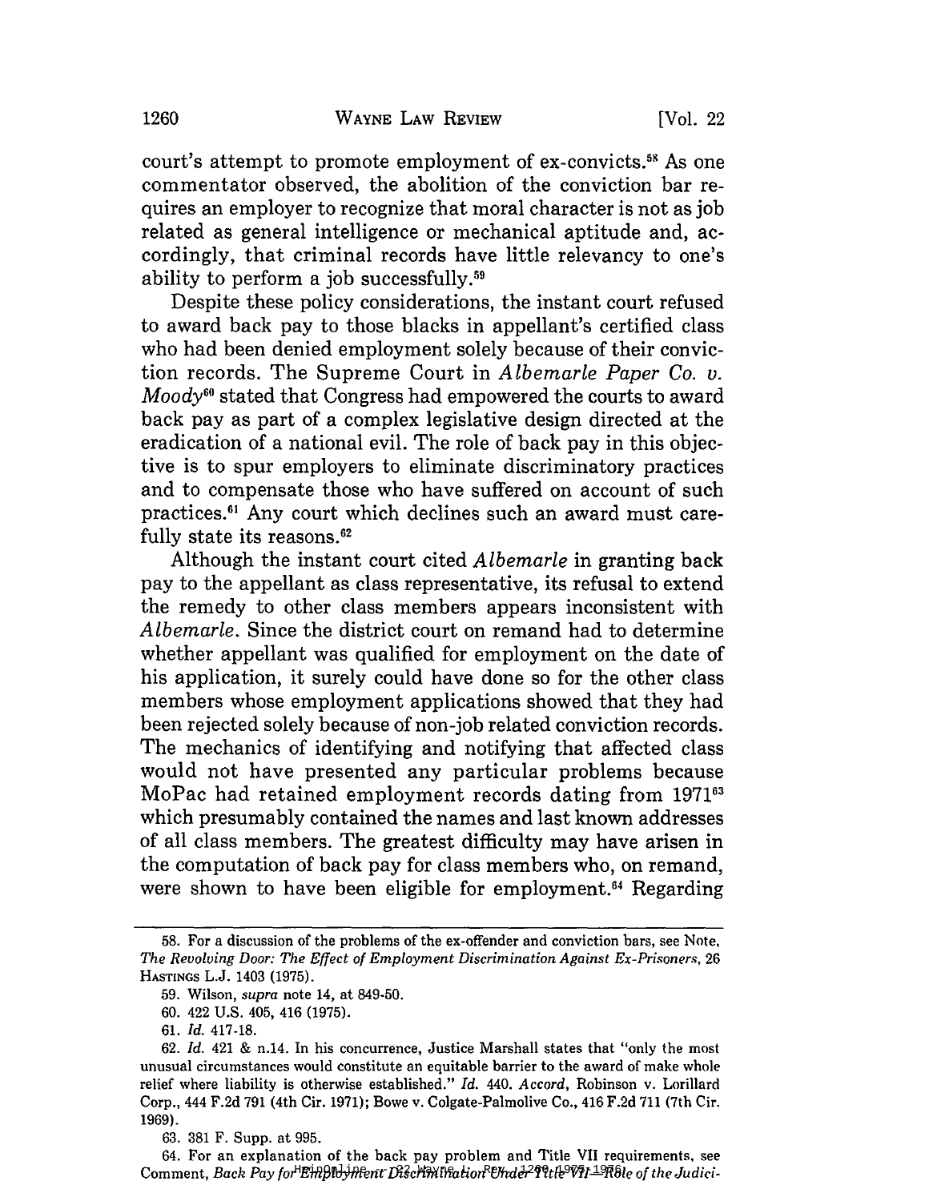court's attempt to promote employment of ex-convicts.[58] As one commentator observed, the abolition of the conviction bar requires an employer to recognize that moral character is not as job related as general intelligence or mechanical aptitude and, accordingly, that criminal records have little relevancy to one's ability to perform a job successfully.[59]

Despite these policy considerations, the instant court refused to award back pay to those blacks in appellant's certified class who had been denied employment solely because of their conviction records. The Supreme Court in *Albemarle Paper Co. v. Moody*[60] stated that Congress had empowered the courts to award back pay as part of a complex legislative design directed at the eradication of a national evil. The role of back pay in this objective is to spur employers to eliminate discriminatory practices and to compensate those who have suffered on account of such practices.[61] Any court which declines such an award must carefully state its reasons.[62]

Although the instant court cited *Albemarle* in granting back pay to the appellant as class representative, its refusal to extend the remedy to other class members appears inconsistent with *Albemarle*. Since the district court on remand had to determine whether appellant was qualified for employment on the date of his application, it surely could have done so for the other class members whose employment applications showed that they had been rejected solely because of non-job related conviction records. The mechanics of identifying and notifying that affected class would not have presented any particular problems because MoPac had retained employment records dating from 1971[63] which presumably contained the names and last known addresses of all class members. The greatest difficulty may have arisen in the computation of back pay for class members who, on remand, were shown to have been eligible for employment.[64] Regarding

58. For a discussion of the problems of the ex-offender and conviction bars, see Note, *The Revolving Door: The Effect of Employment Discrimination Against Ex-Prisoners*, 26 HASTINGS L.J. 1403 (1975).

59. Wilson, *supra* note 14, at 849-50.

60. 422 U.S. 405, 416 (1975).

61. *Id.* 417-18.

62. *Id.* 421 & n.14. In his concurrence, Justice Marshall states that "only the most unusual circumstances would constitute an equitable barrier to the award of make whole relief where liability is otherwise established." *Id.* 440. *Accord*, Robinson v. Lorillard Corp., 444 F.2d 791 (4th Cir. 1971); Bowe v. Colgate-Palmolive Co., 416 F.2d 711 (7th Cir. 1969).

63. 381 F. Supp. at 995.

64. For an explanation of the back pay problem and Title VII requirements, see Comment, *Back Pay for Employment Discrimination Under Title VII—Role of the Judici-*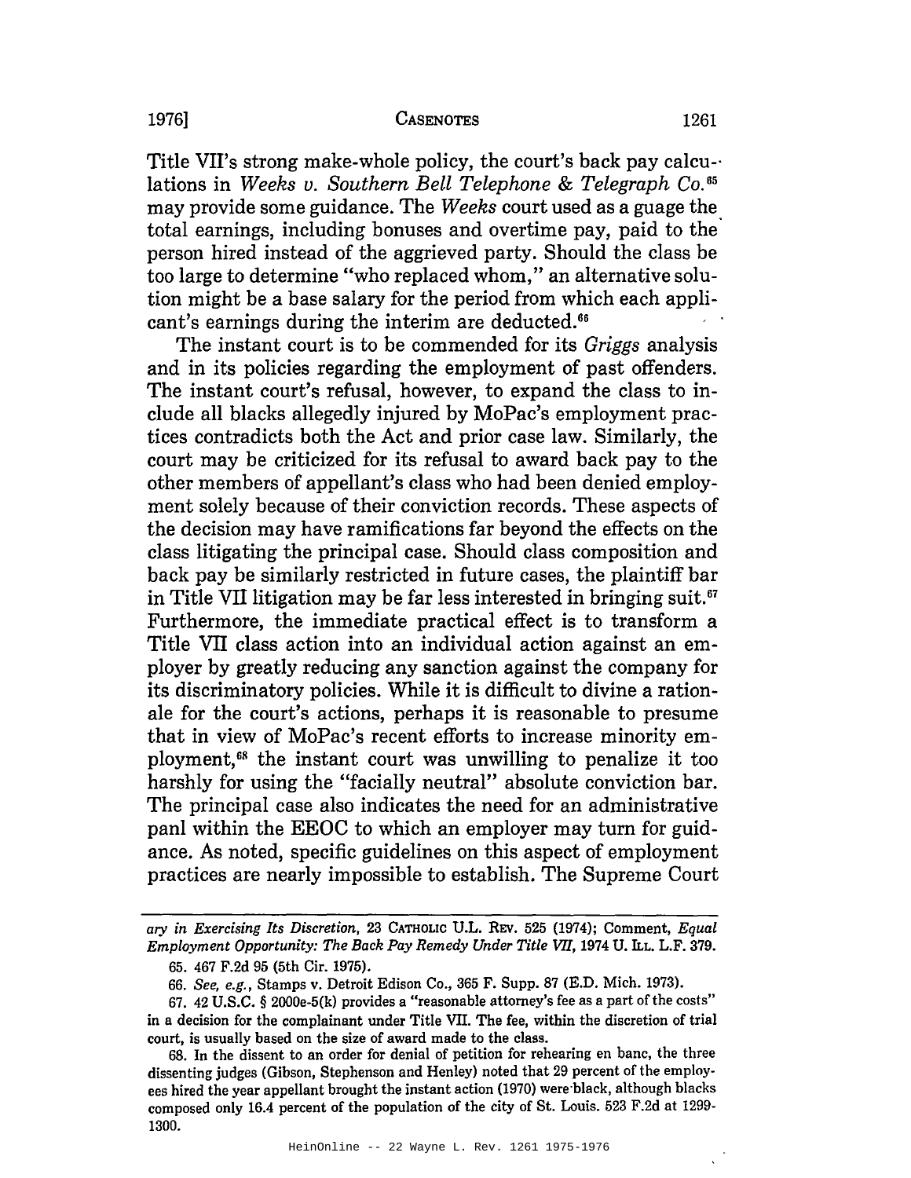Title VII's strong make-whole policy, the court's back pay calculations in *Weeks v. Southern Bell Telephone & Telegraph Co.*[65] may provide some guidance. The *Weeks* court used as a guage the total earnings, including bonuses and overtime pay, paid to the person hired instead of the aggrieved party. Should the class be too large to determine "who replaced whom," an alternative solution might be a base salary for the period from which each applicant's earnings during the interim are deducted.[66]

The instant court is to be commended for its *Griggs* analysis and in its policies regarding the employment of past offenders. The instant court's refusal, however, to expand the class to include all blacks allegedly injured by MoPac's employment practices contradicts both the Act and prior case law. Similarly, the court may be criticized for its refusal to award back pay to the other members of appellant's class who had been denied employment solely because of their conviction records. These aspects of the decision may have ramifications far beyond the effects on the class litigating the principal case. Should class composition and back pay be similarly restricted in future cases, the plaintiff bar in Title VII litigation may be far less interested in bringing suit.[67] Furthermore, the immediate practical effect is to transform a Title VII class action into an individual action against an employer by greatly reducing any sanction against the company for its discriminatory policies. While it is difficult to divine a rationale for the court's actions, perhaps it is reasonable to presume that in view of MoPac's recent efforts to increase minority employment,[68] the instant court was unwilling to penalize it too harshly for using the "facially neutral" absolute conviction bar. The principal case also indicates the need for an administrative panl within the EEOC to which an employer may turn for guidance. As noted, specific guidelines on this aspect of employment practices are nearly impossible to establish. The Supreme Court

---

*ary in Exercising Its Discretion*, 23 CATHOLIC U.L. REV. 525 (1974); Comment, *Equal Employment Opportunity: The Back Pay Remedy Under Title VII*, 1974 U. ILL. L.F. 379.

65. 467 F.2d 95 (5th Cir. 1975).

66. *See, e.g.*, Stamps v. Detroit Edison Co., 365 F. Supp. 87 (E.D. Mich. 1973).

67. 42 U.S.C. § 2000e-5(k) provides a "reasonable attorney's fee as a part of the costs" in a decision for the complainant under Title VII. The fee, within the discretion of trial court, is usually based on the size of award made to the class.

68. In the dissent to an order for denial of petition for rehearing en banc, the three dissenting judges (Gibson, Stephenson and Henley) noted that 29 percent of the employees hired the year appellant brought the instant action (1970) were black, although blacks composed only 16.4 percent of the population of the city of St. Louis. 523 F.2d at 1299-1300.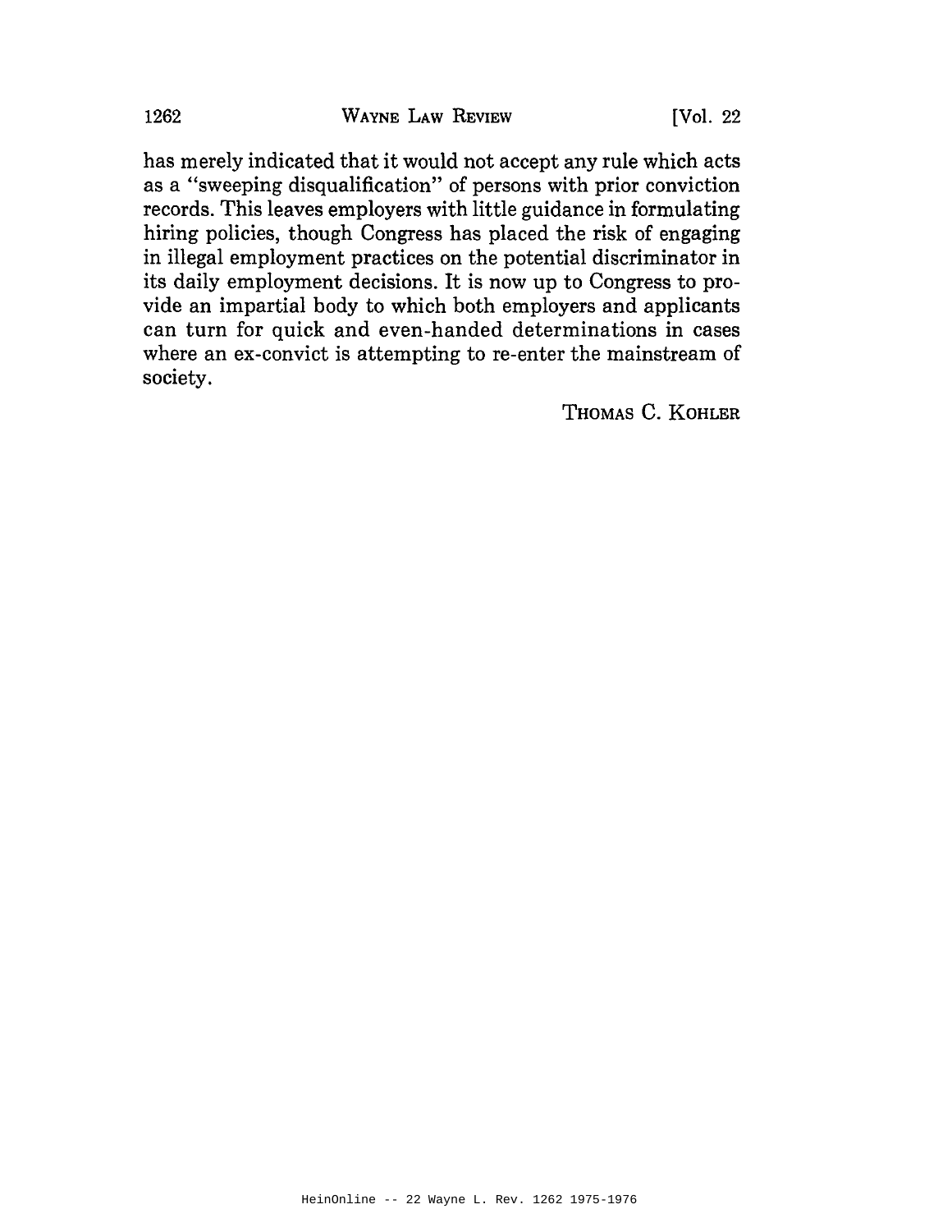has merely indicated that it would not accept any rule which acts as a "sweeping disqualification" of persons with prior conviction records. This leaves employers with little guidance in formulating hiring policies, though Congress has placed the risk of engaging in illegal employment practices on the potential discriminator in its daily employment decisions. It is now up to Congress to provide an impartial body to which both employers and applicants can turn for quick and even-handed determinations in cases where an ex-convict is attempting to re-enter the mainstream of society.

THOMAS C. KOHLER